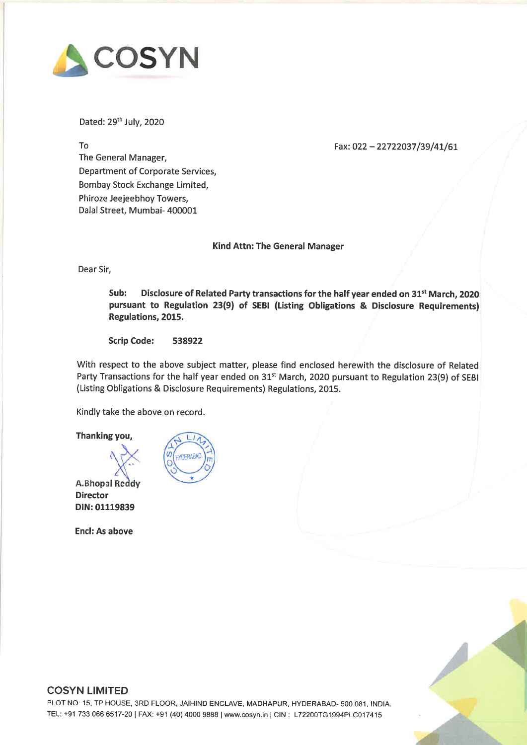# COSYN

Dated: 29th July, 2020

To

The General Manager,
Department of Corporate Services,
Bombay Stock Exchange Limited,
Phiroze Jeejeebhoy Towers,
Dalal Street, Mumbai- 400001

Fax: 022 – 22722037/39/41/61

**Kind Attn: The General Manager**

Dear Sir,

**Sub: Disclosure of Related Party transactions for the half year ended on 31st March, 2020 pursuant to Regulation 23(9) of SEBI (Listing Obligations & Disclosure Requirements) Regulations, 2015.**

**Scrip Code: 538922**

With respect to the above subject matter, please find enclosed herewith the disclosure of Related Party Transactions for the half year ended on 31st March, 2020 pursuant to Regulation 23(9) of SEBI (Listing Obligations & Disclosure Requirements) Regulations, 2015.

Kindly take the above on record.

**Thanking you,**

**A.Bhopal Reddy**
**Director**
**DIN: 01119839**

**Encl: As above**

**COSYN LIMITED**
PLOT NO: 15, TP HOUSE, 3RD FLOOR, JAIHIND ENCLAVE, MADHAPUR, HYDERABAD- 500 081, INDIA.
TEL: +91 733 066 6517-20 | FAX: +91 (40) 4000 9888 | www.cosyn.in | CIN : L72200TG1994PLC017415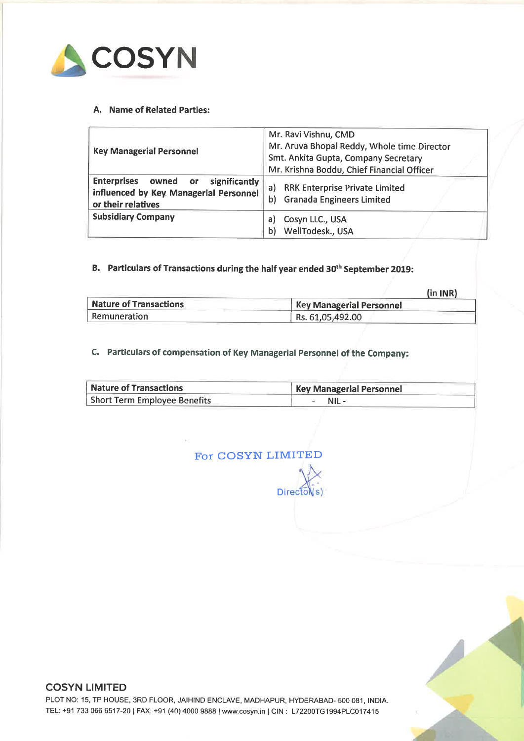COSYN

### A. Name of Related Parties:

| | |
|---|---|
| **Key Managerial Personnel** | Mr. Ravi Vishnu, CMD<br>Mr. Aruva Bhopal Reddy, Whole time Director<br>Smt. Ankita Gupta, Company Secretary<br>Mr. Krishna Boddu, Chief Financial Officer |
| **Enterprises owned or significantly influenced by Key Managerial Personnel or their relatives** | a) RRK Enterprise Private Limited<br>b) Granada Engineers Limited |
| **Subsidiary Company** | a) Cosyn LLC., USA<br>b) WellTodesk., USA |

### B. Particulars of Transactions during the half year ended 30th September 2019:

(in INR)

| Nature of Transactions | Key Managerial Personnel |
|---|---|
| Remuneration | Rs. 61,05,492.00 |

### C. Particulars of compensation of Key Managerial Personnel of the Company:

| Nature of Transactions | Key Managerial Personnel |
|---|---|
| Short Term Employee Benefits | - NIL - |

For COSYN LIMITED

Director(s)

**COSYN LIMITED**

PLOT NO: 15, TP HOUSE, 3RD FLOOR, JAIHIND ENCLAVE, MADHAPUR, HYDERABAD- 500 081, INDIA.
TEL: +91 733 066 6517-20 | FAX: +91 (40) 4000 9888 | www.cosyn.in | CIN : L72200TG1994PLC017415